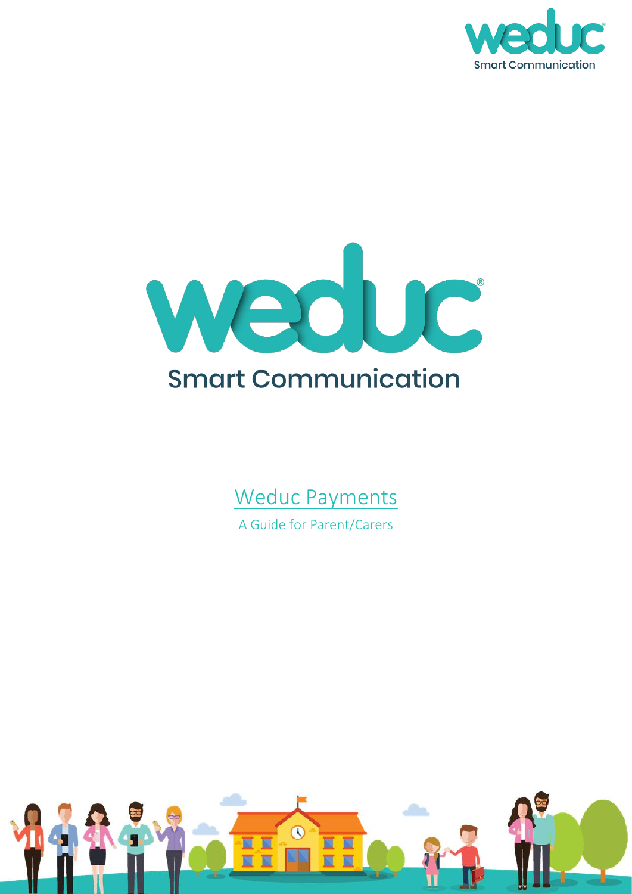weduc
Smart Communication

# Weduc Payments

A Guide for Parent/Carers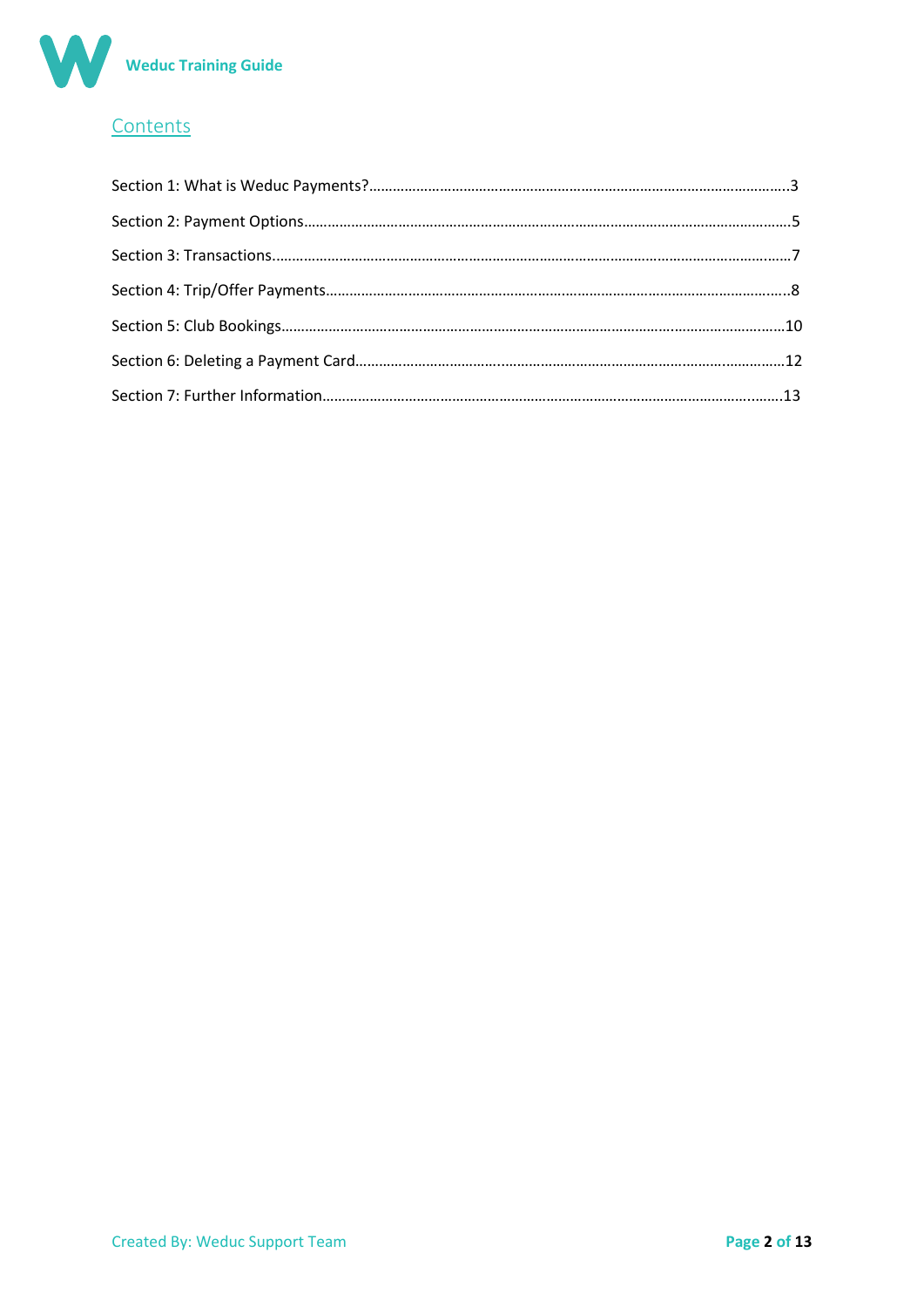## Contents

Section 1: What is Weduc Payments?.......................................................................................................3

Section 2: Payment Options.......................................................................................................................5

Section 3: Transactions...............................................................................................................................7

Section 4: Trip/Offer Payments..................................................................................................................8

Section 5: Club Bookings...........................................................................................................................10

Section 6: Deleting a Payment Card.........................................................................................................12

Section 7: Further Information..................................................................................................................13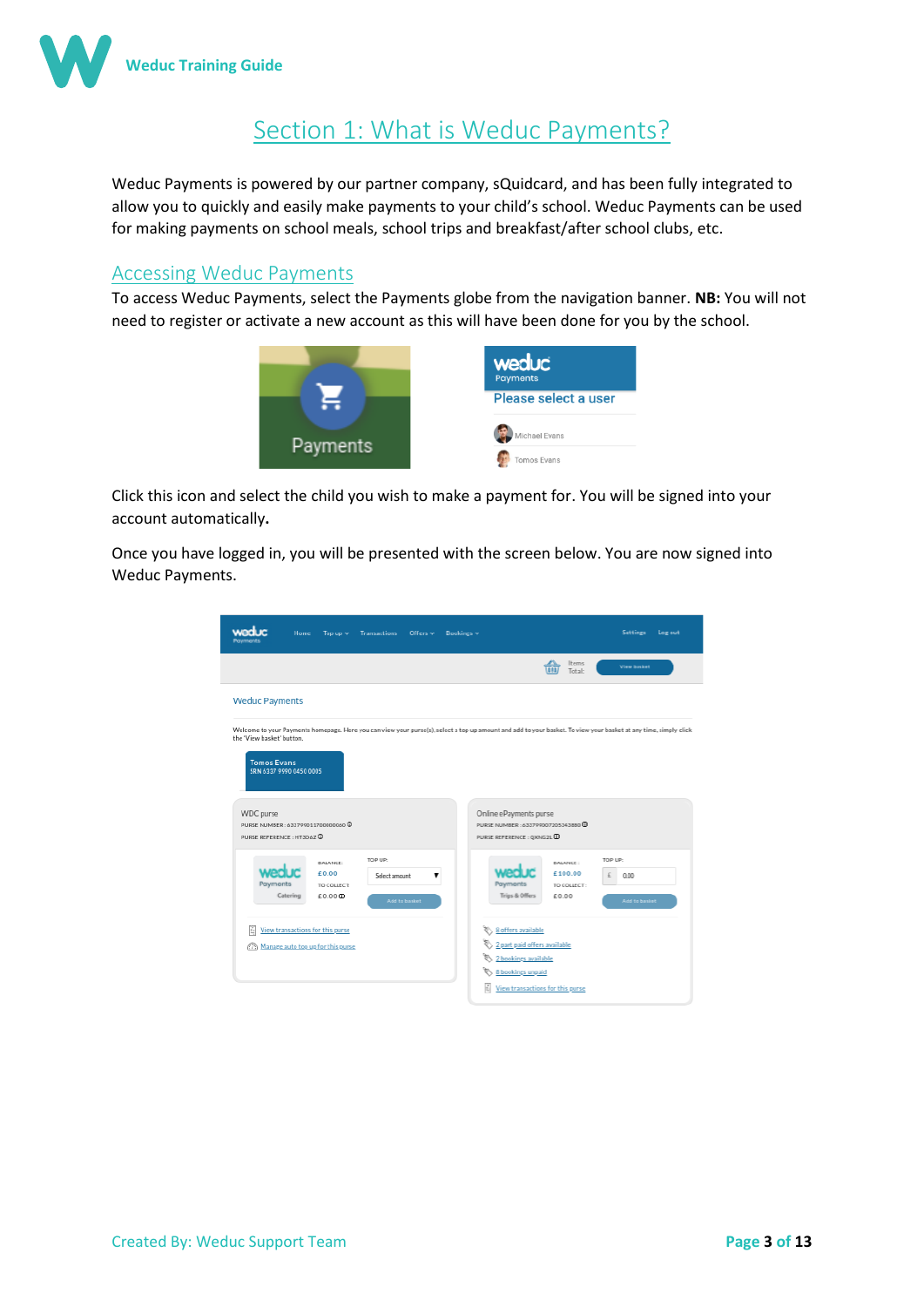# Section 1: What is Weduc Payments?

Weduc Payments is powered by our partner company, sQuidcard, and has been fully integrated to allow you to quickly and easily make payments to your child's school. Weduc Payments can be used for making payments on school meals, school trips and breakfast/after school clubs, etc.

## Accessing Weduc Payments

To access Weduc Payments, select the Payments globe from the navigation banner. **NB:** You will not need to register or activate a new account as this will have been done for you by the school.

Click this icon and select the child you wish to make a payment for. You will be signed into your account automatically**.**

Once you have logged in, you will be presented with the screen below. You are now signed into Weduc Payments.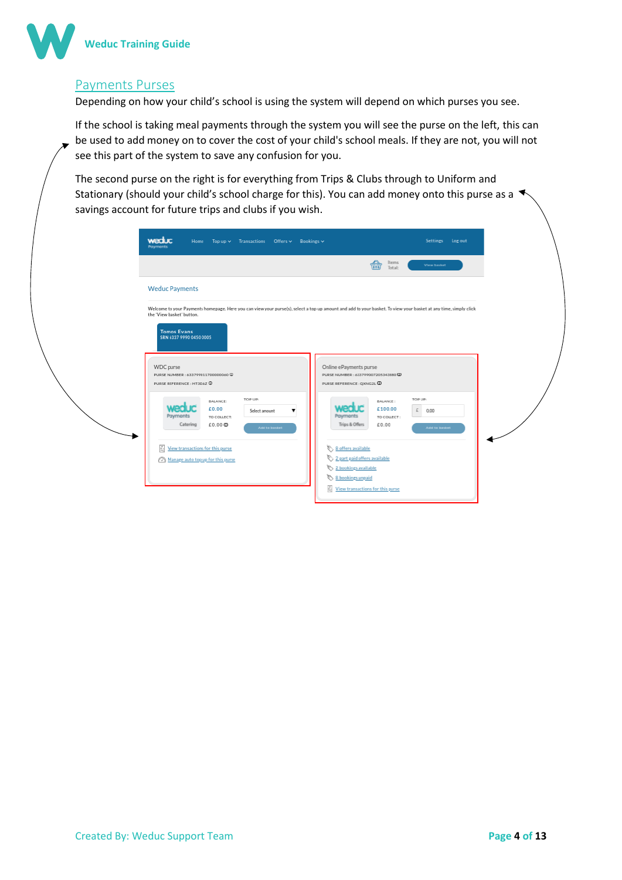## Payments Purses

Depending on how your child's school is using the system will depend on which purses you see.

If the school is taking meal payments through the system you will see the purse on the left, this can be used to add money on to cover the cost of your child's school meals. If they are not, you will not see this part of the system to save any confusion for you.

The second purse on the right is for everything from Trips & Clubs through to Uniform and Stationary (should your child's school charge for this). You can add money onto this purse as a savings account for future trips and clubs if you wish.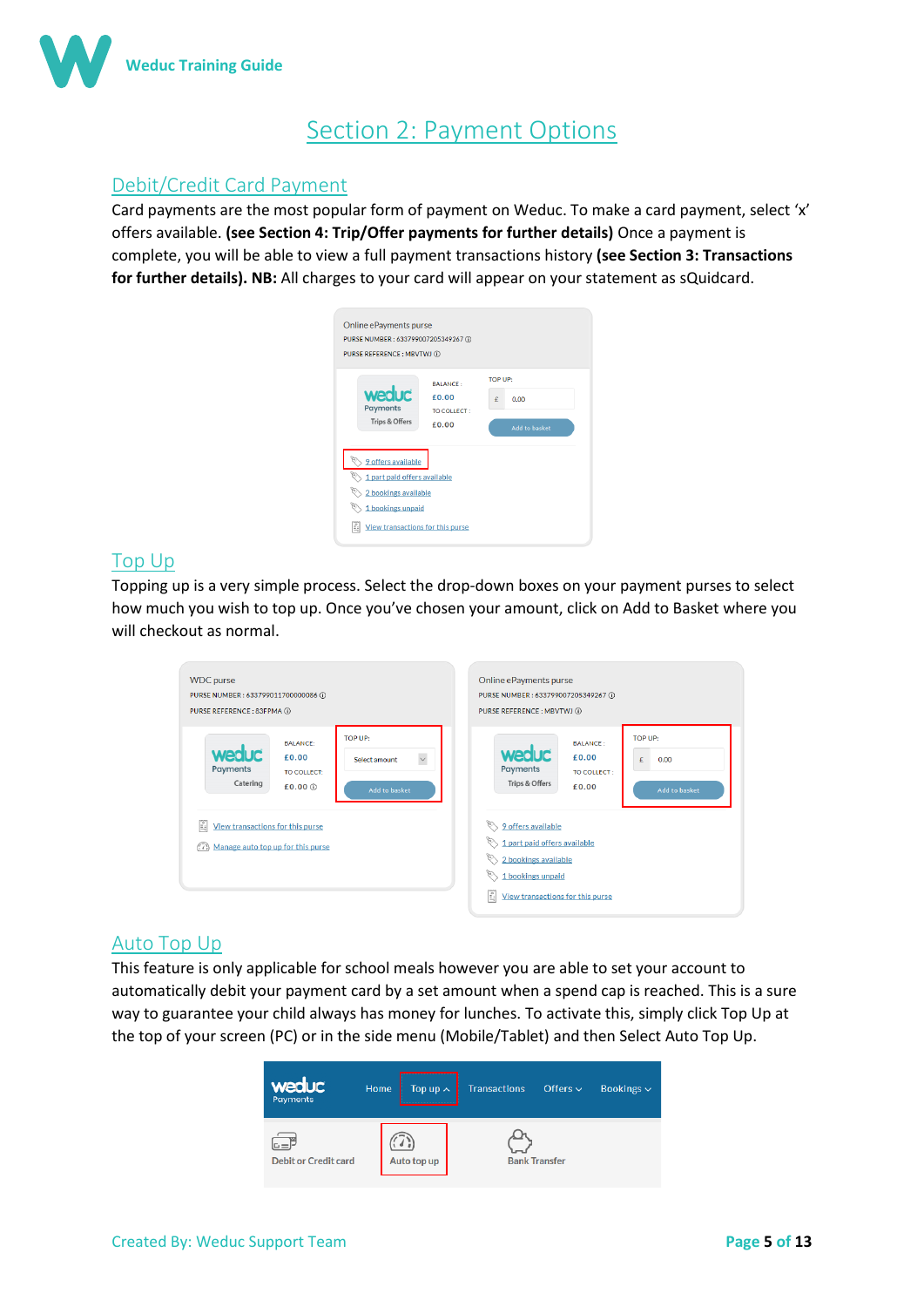# Section 2: Payment Options

## Debit/Credit Card Payment

Card payments are the most popular form of payment on Weduc. To make a card payment, select 'x' offers available. **(see Section 4: Trip/Offer payments for further details)** Once a payment is complete, you will be able to view a full payment transactions history **(see Section 3: Transactions for further details). NB:** All charges to your card will appear on your statement as sQuidcard.

## Top Up

Topping up is a very simple process. Select the drop-down boxes on your payment purses to select how much you wish to top up. Once you've chosen your amount, click on Add to Basket where you will checkout as normal.

## Auto Top Up

This feature is only applicable for school meals however you are able to set your account to automatically debit your payment card by a set amount when a spend cap is reached. This is a sure way to guarantee your child always has money for lunches. To activate this, simply click Top Up at the top of your screen (PC) or in the side menu (Mobile/Tablet) and then Select Auto Top Up.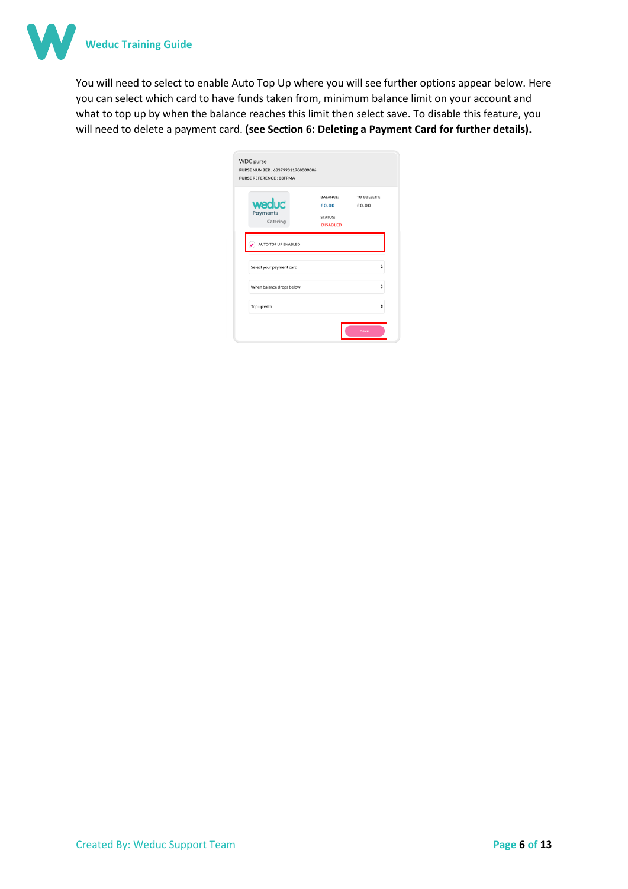You will need to select to enable Auto Top Up where you will see further options appear below. Here you can select which card to have funds taken from, minimum balance limit on your account and what to top up by when the balance reaches this limit then select save. To disable this feature, you will need to delete a payment card. **(see Section 6: Deleting a Payment Card for further details).**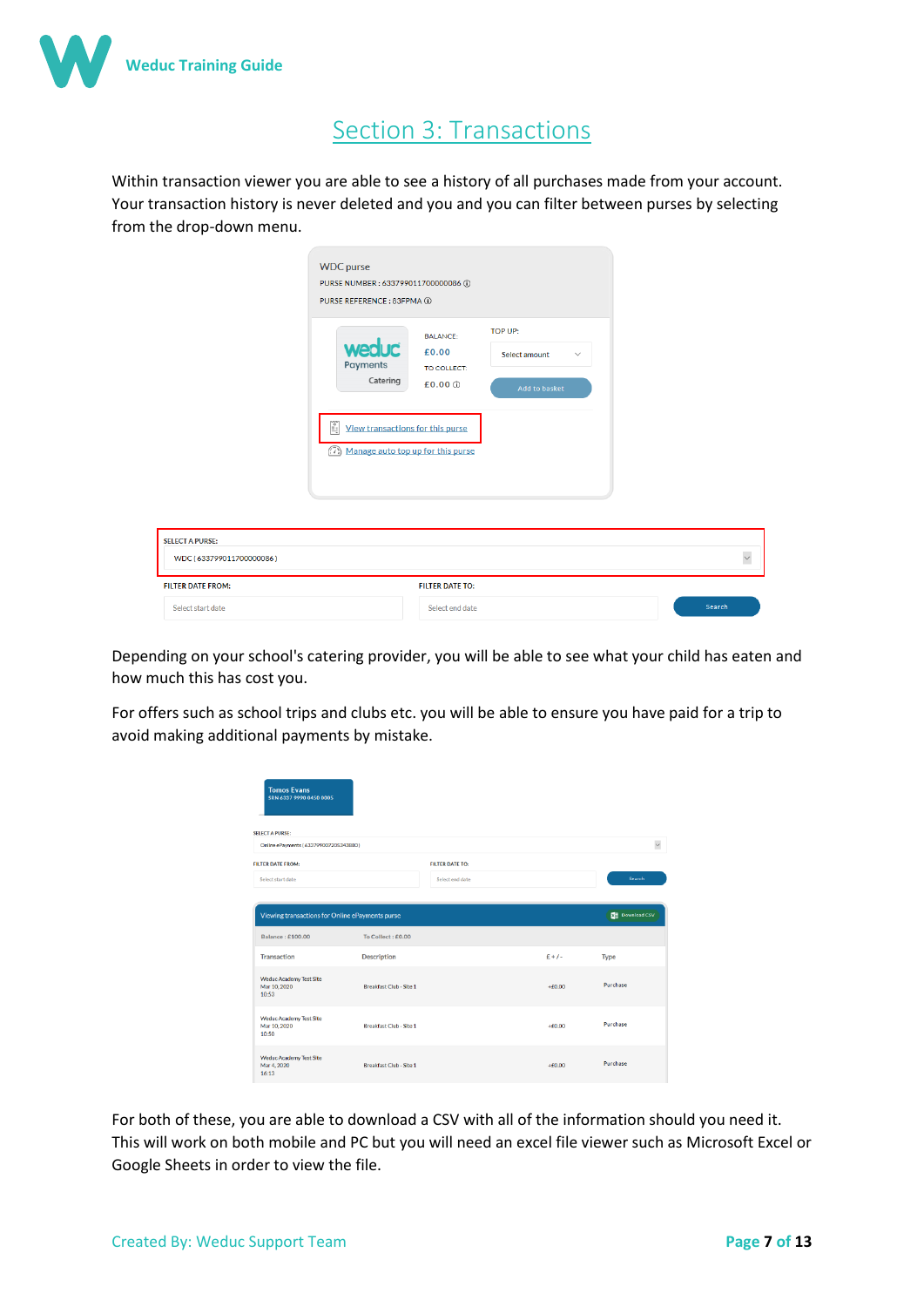# Section 3: Transactions

Within transaction viewer you are able to see a history of all purchases made from your account. Your transaction history is never deleted and you and you can filter between purses by selecting from the drop-down menu.

Depending on your school's catering provider, you will be able to see what your child has eaten and how much this has cost you.

For offers such as school trips and clubs etc. you will be able to ensure you have paid for a trip to avoid making additional payments by mistake.

For both of these, you are able to download a CSV with all of the information should you need it. This will work on both mobile and PC but you will need an excel file viewer such as Microsoft Excel or Google Sheets in order to view the file.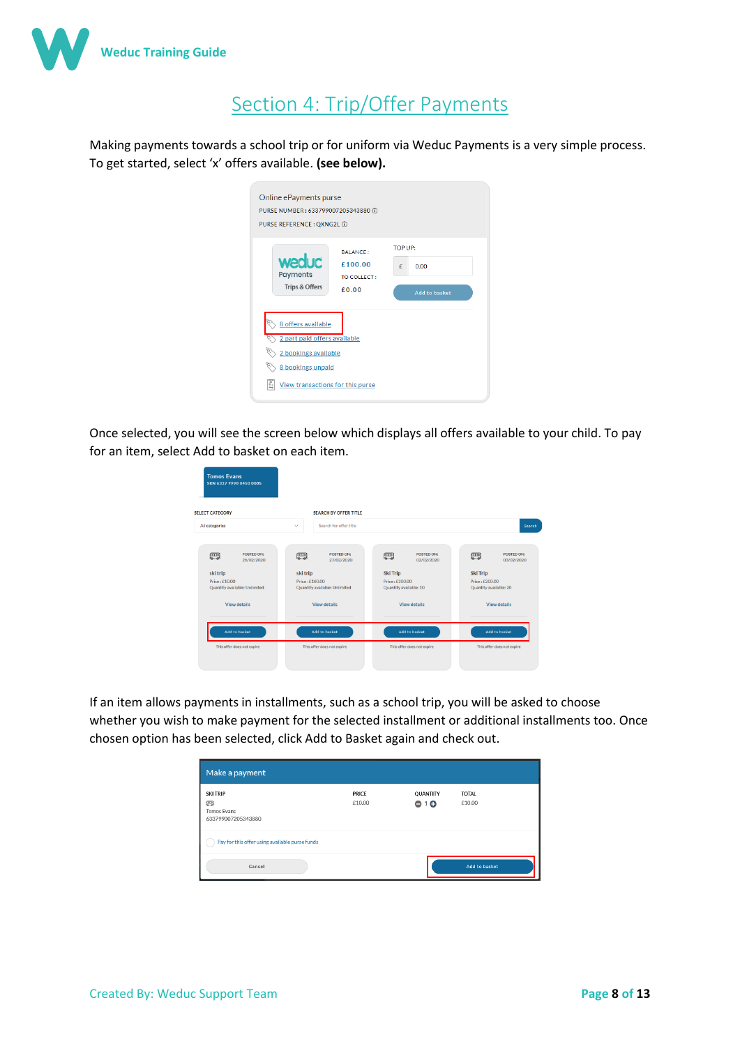# Section 4: Trip/Offer Payments

Making payments towards a school trip or for uniform via Weduc Payments is a very simple process. To get started, select 'x' offers available. **(see below).**

Once selected, you will see the screen below which displays all offers available to your child. To pay for an item, select Add to basket on each item.

If an item allows payments in installments, such as a school trip, you will be asked to choose whether you wish to make payment for the selected installment or additional installments too. Once chosen option has been selected, click Add to Basket again and check out.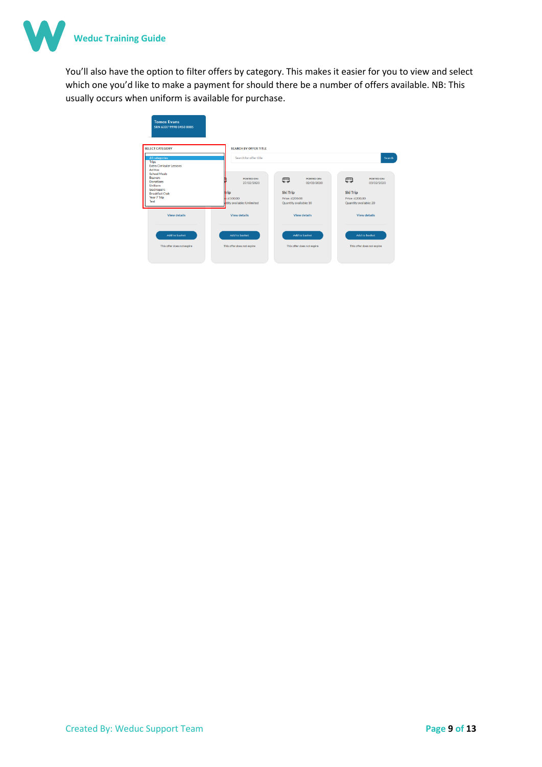You'll also have the option to filter offers by category. This makes it easier for you to view and select which one you'd like to make a payment for should there be a number of offers available. NB: This usually occurs when uniform is available for purchase.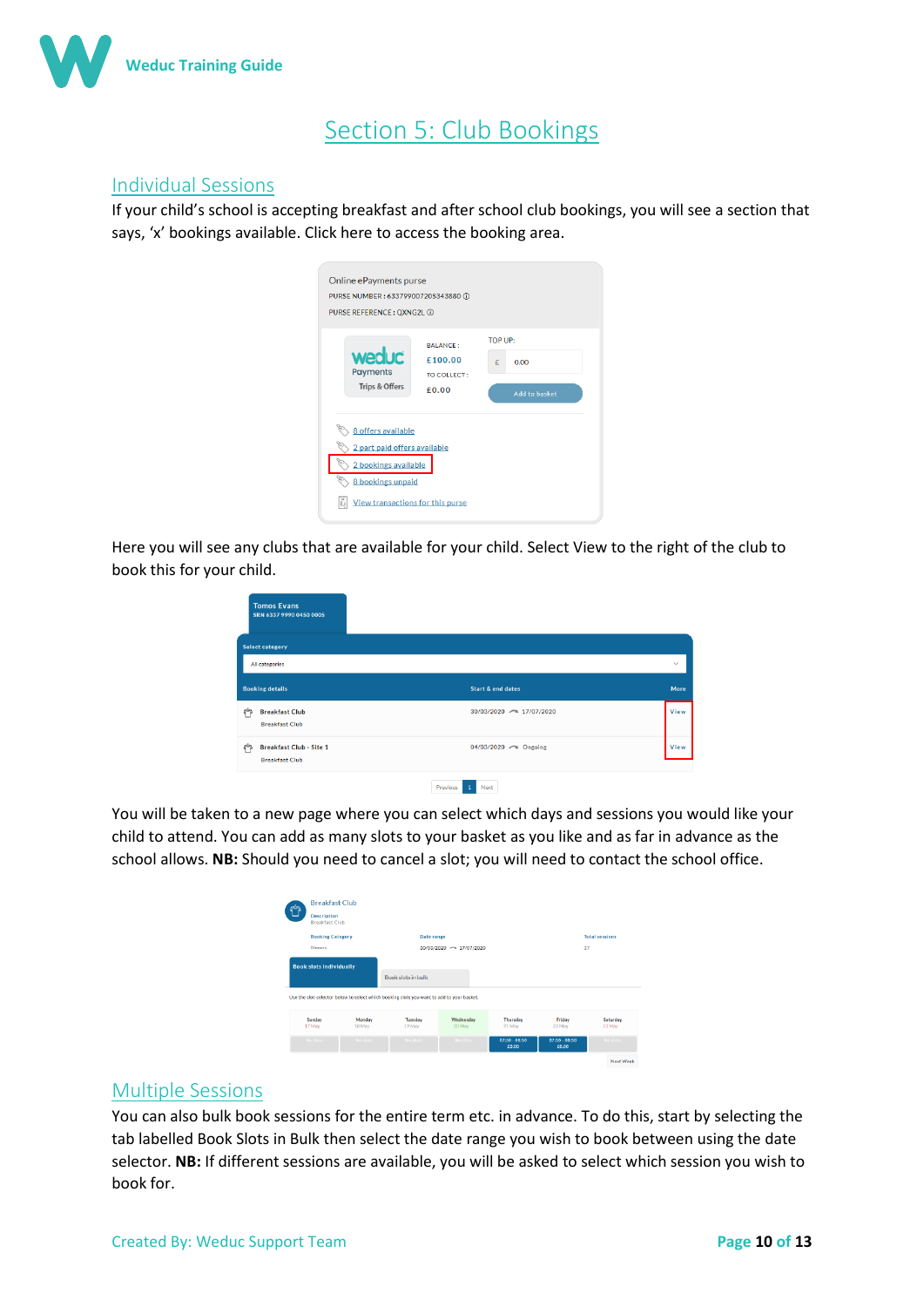# Section 5: Club Bookings

## Individual Sessions

If your child's school is accepting breakfast and after school club bookings, you will see a section that says, 'x' bookings available. Click here to access the booking area.

Here you will see any clubs that are available for your child. Select View to the right of the club to book this for your child.

You will be taken to a new page where you can select which days and sessions you would like your child to attend. You can add as many slots to your basket as you like and as far in advance as the school allows. **NB:** Should you need to cancel a slot; you will need to contact the school office.

## Multiple Sessions

You can also bulk book sessions for the entire term etc. in advance. To do this, start by selecting the tab labelled Book Slots in Bulk then select the date range you wish to book between using the date selector. **NB:** If different sessions are available, you will be asked to select which session you wish to book for.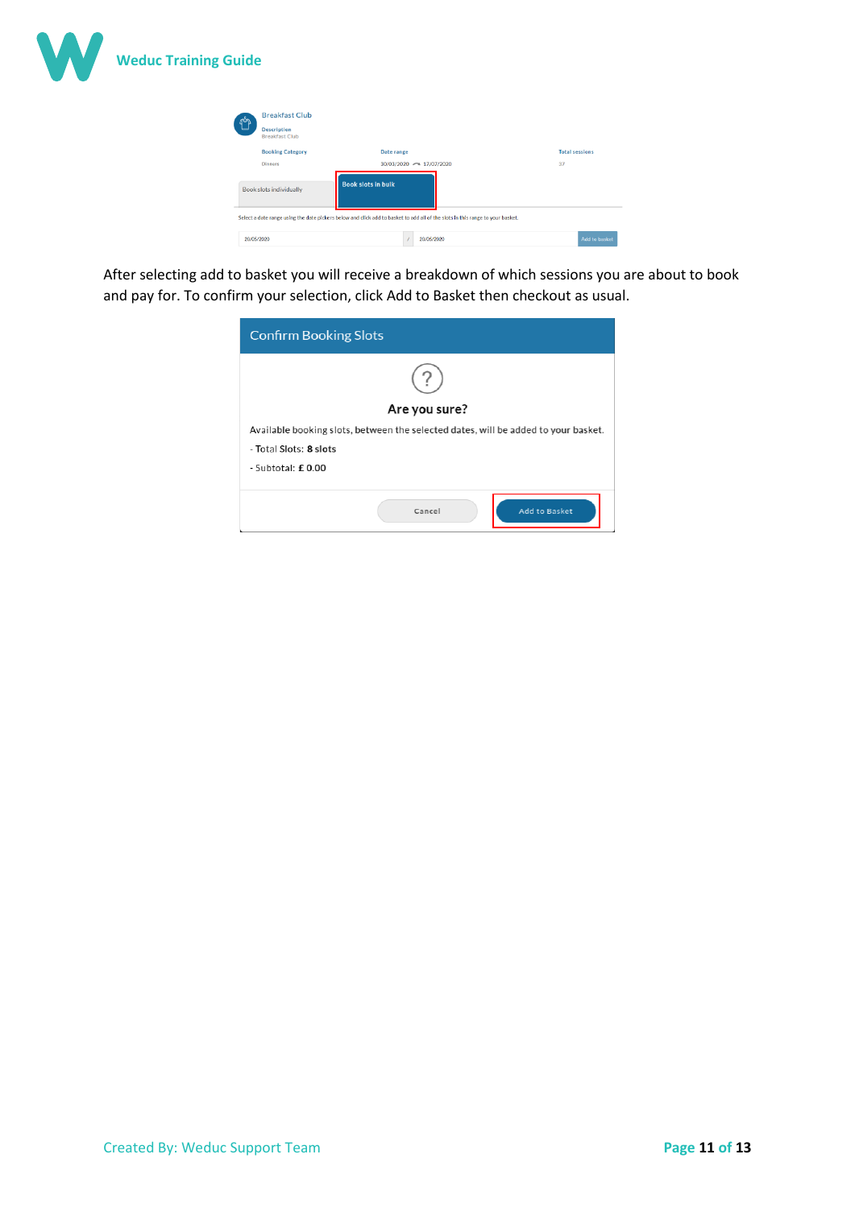Breakfast Club

Description
Breakfast Club

| Booking Category | Date range | Total sessions |
| --- | --- | --- |
| Dinners | 30/03/2020 → 17/07/2020 | 37 |

Book slots individually | **Book slots in bulk**

Select a date range using the date pickers below and click add to basket to add all of the slots in this range to your basket.

20/05/2020 / 20/05/2020 Add to basket

After selecting add to basket you will receive a breakdown of which sessions you are about to book and pay for. To confirm your selection, click Add to Basket then checkout as usual.

**Confirm Booking Slots**

?

**Are you sure?**

Available booking slots, between the selected dates, will be added to your basket.

- Total Slots: **8 slots**
- Subtotal: **£** 0.00

Cancel | Add to Basket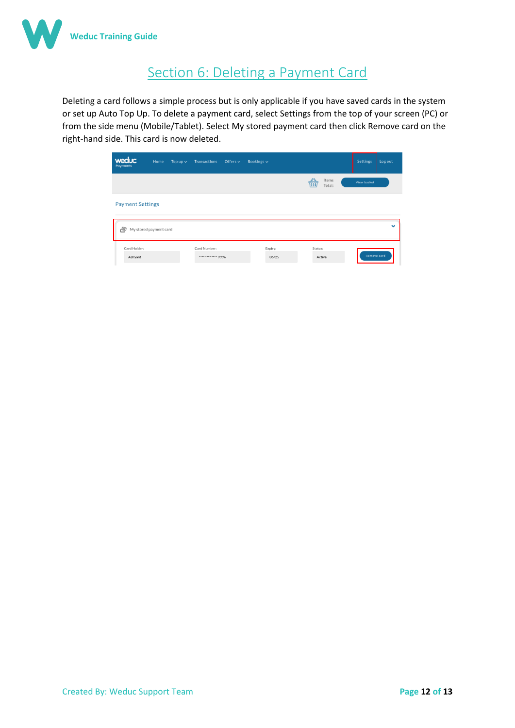# Section 6: Deleting a Payment Card

Deleting a card follows a simple process but is only applicable if you have saved cards in the system or set up Auto Top Up. To delete a payment card, select Settings from the top of your screen (PC) or from the side menu (Mobile/Tablet). Select My stored payment card then click Remove card on the right-hand side. This card is now deleted.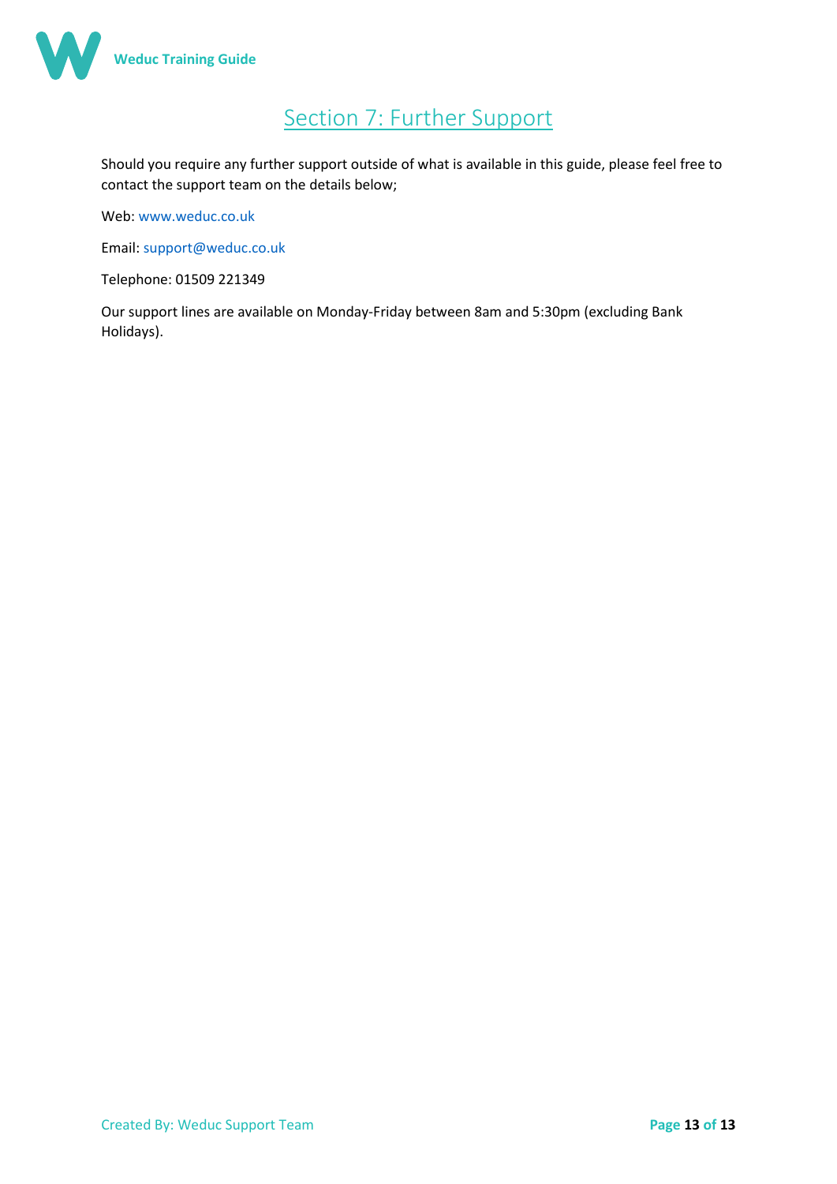# Section 7: Further Support

Should you require any further support outside of what is available in this guide, please feel free to contact the support team on the details below;

Web: www.weduc.co.uk

Email: support@weduc.co.uk

Telephone: 01509 221349

Our support lines are available on Monday-Friday between 8am and 5:30pm (excluding Bank Holidays).